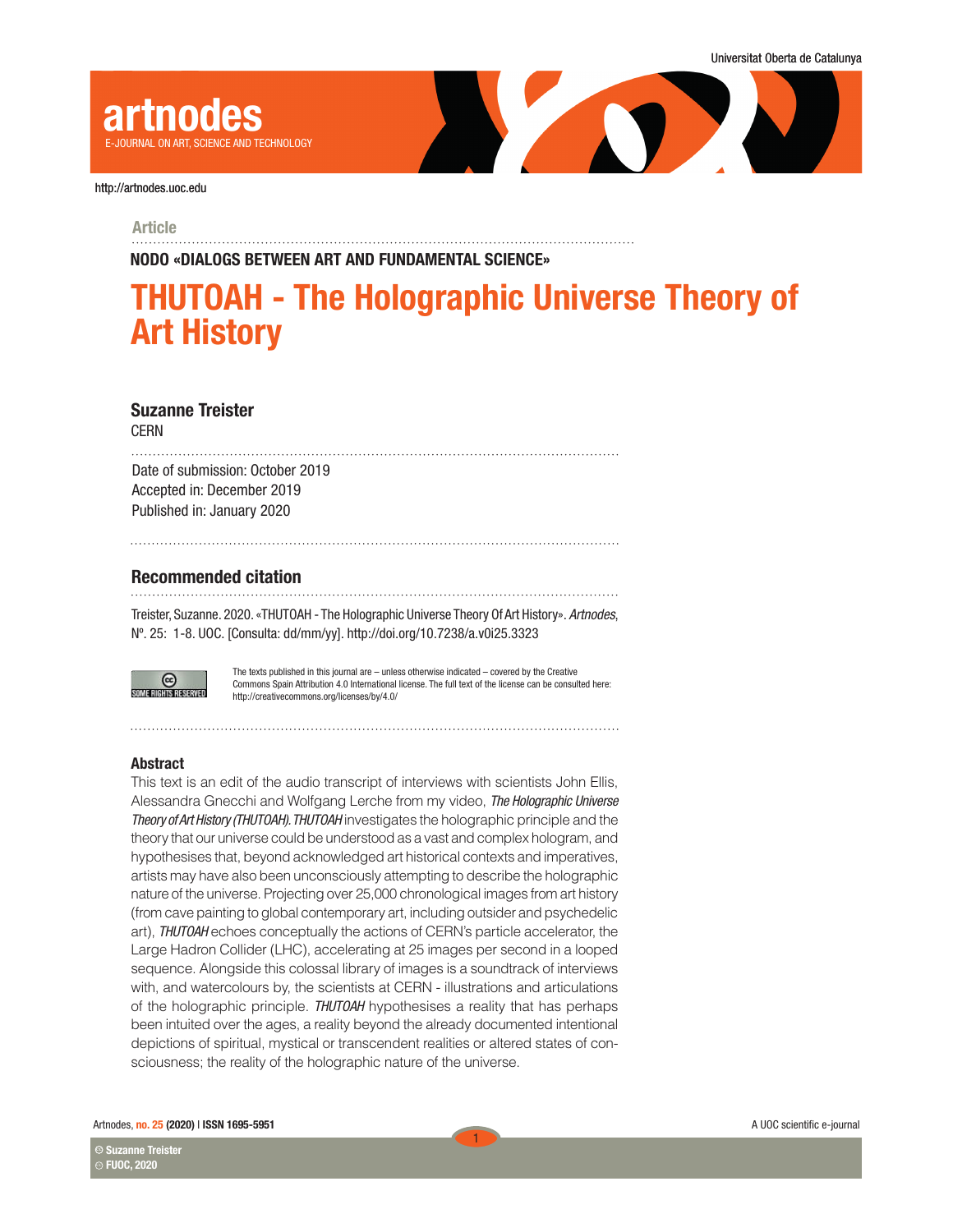Article

NODO «DIALOGS BETWEEN ART AND FUNDAMENTAL SCIENCE»

# THUTOAH - The Holographic Universe Theory of Art History

**Suzanne Treister**
CERN

Date of submission: October 2019
Accepted in: December 2019
Published in: January 2020

## Recommended citation

Treister, Suzanne. 2020. «THUTOAH - The Holographic Universe Theory Of Art History». *Artnodes*, Nº. 25: 1-8. UOC. [Consulta: dd/mm/yy]. http://doi.org/10.7238/a.v0i25.3323

The texts published in this journal are – unless otherwise indicated – covered by the Creative Commons Spain Attribution 4.0 International license. The full text of the license can be consulted here: http://creativecommons.org/licenses/by/4.0/

### Abstract

This text is an edit of the audio transcript of interviews with scientists John Ellis, Alessandra Gnecchi and Wolfgang Lerche from my video, *The Holographic Universe Theory of Art History (THUTOAH). THUTOAH* investigates the holographic principle and the theory that our universe could be understood as a vast and complex hologram, and hypothesises that, beyond acknowledged art historical contexts and imperatives, artists may have also been unconsciously attempting to describe the holographic nature of the universe. Projecting over 25,000 chronological images from art history (from cave painting to global contemporary art, including outsider and psychedelic art), *THUTOAH* echoes conceptually the actions of CERN's particle accelerator, the Large Hadron Collider (LHC), accelerating at 25 images per second in a looped sequence. Alongside this colossal library of images is a soundtrack of interviews with, and watercolours by, the scientists at CERN - illustrations and articulations of the holographic principle. *THUTOAH* hypothesises a reality that has perhaps been intuited over the ages, a reality beyond the already documented intentional depictions of spiritual, mystical or transcendent realities or altered states of consciousness; the reality of the holographic nature of the universe.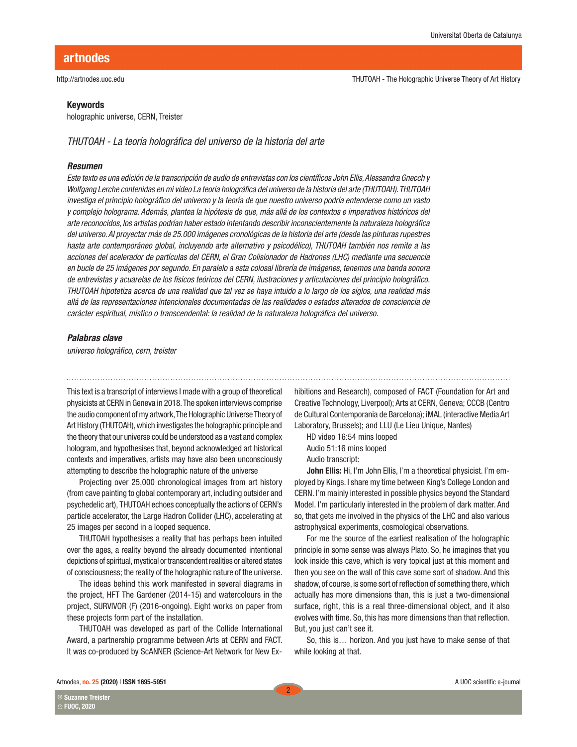### Keywords

holographic universe, CERN, Treister

*THUTOAH - La teoría holográfica del universo de la historia del arte*

#### *Resumen*

*Este texto es una edición de la transcripción de audio de entrevistas con los científicos John Ellis, Alessandra Gnecch y Wolfgang Lerche contenidas en mi vídeo La teoría holográfica del universo de la historia del arte (THUTOAH). THUTOAH investiga el principio holográfico del universo y la teoría de que nuestro universo podría entenderse como un vasto y complejo holograma. Además, plantea la hipótesis de que, más allá de los contextos e imperativos históricos del arte reconocidos, los artistas podrían haber estado intentando describir inconscientemente la naturaleza holográfica del universo. Al proyectar más de 25.000 imágenes cronológicas de la historia del arte (desde las pinturas rupestres hasta arte contemporáneo global, incluyendo arte alternativo y psicodélico), THUTOAH también nos remite a las acciones del acelerador de partículas del CERN, el Gran Colisionador de Hadrones (LHC) mediante una secuencia en bucle de 25 imágenes por segundo. En paralelo a esta colosal librería de imágenes, tenemos una banda sonora de entrevistas y acuarelas de los físicos teóricos del CERN, ilustraciones y articulaciones del principio holográfico. THUTOAH hipotetiza acerca de una realidad que tal vez se haya intuido a lo largo de los siglos, una realidad más allá de las representaciones intencionales documentadas de las realidades o estados alterados de consciencia de carácter espiritual, místico o transcendental: la realidad de la naturaleza holográfica del universo.*

#### *Palabras clave*

*universo holográfico, cern, treister*

---

This text is a transcript of interviews I made with a group of theoretical physicists at CERN in Geneva in 2018. The spoken interviews comprise the audio component of my artwork, The Holographic Universe Theory of Art History (THUTOAH), which investigates the holographic principle and the theory that our universe could be understood as a vast and complex hologram, and hypothesises that, beyond acknowledged art historical contexts and imperatives, artists may have also been unconsciously attempting to describe the holographic nature of the universe

Projecting over 25,000 chronological images from art history (from cave painting to global contemporary art, including outsider and psychedelic art), THUTOAH echoes conceptually the actions of CERN's particle accelerator, the Large Hadron Collider (LHC), accelerating at 25 images per second in a looped sequence.

THUTOAH hypothesises a reality that has perhaps been intuited over the ages, a reality beyond the already documented intentional depictions of spiritual, mystical or transcendent realities or altered states of consciousness; the reality of the holographic nature of the universe.

The ideas behind this work manifested in several diagrams in the project, HFT The Gardener (2014-15) and watercolours in the project, SURVIVOR (F) (2016-ongoing). Eight works on paper from these projects form part of the installation.

THUTOAH was developed as part of the Collide International Award, a partnership programme between Arts at CERN and FACT. It was co-produced by ScANNER (Science-Art Network for New Exhibitions and Research), composed of FACT (Foundation for Art and Creative Technology, Liverpool); Arts at CERN, Geneva; CCCB (Centro de Cultural Contemporania de Barcelona); iMAL (interactive Media Art Laboratory, Brussels); and LLU (Le Lieu Unique, Nantes)

HD video 16:54 mins looped

Audio 51:16 mins looped

Audio transcript:

**John Ellis:** Hi, I'm John Ellis, I'm a theoretical physicist. I'm employed by Kings. I share my time between King's College London and CERN. I'm mainly interested in possible physics beyond the Standard Model. I'm particularly interested in the problem of dark matter. And so, that gets me involved in the physics of the LHC and also various astrophysical experiments, cosmological observations.

For me the source of the earliest realisation of the holographic principle in some sense was always Plato. So, he imagines that you look inside this cave, which is very topical just at this moment and then you see on the wall of this cave some sort of shadow. And this shadow, of course, is some sort of reflection of something there, which actually has more dimensions than, this is just a two-dimensional surface, right, this is a real three-dimensional object, and it also evolves with time. So, this has more dimensions than that reflection. But, you just can't see it.

So, this is… horizon. And you just have to make sense of that while looking at that.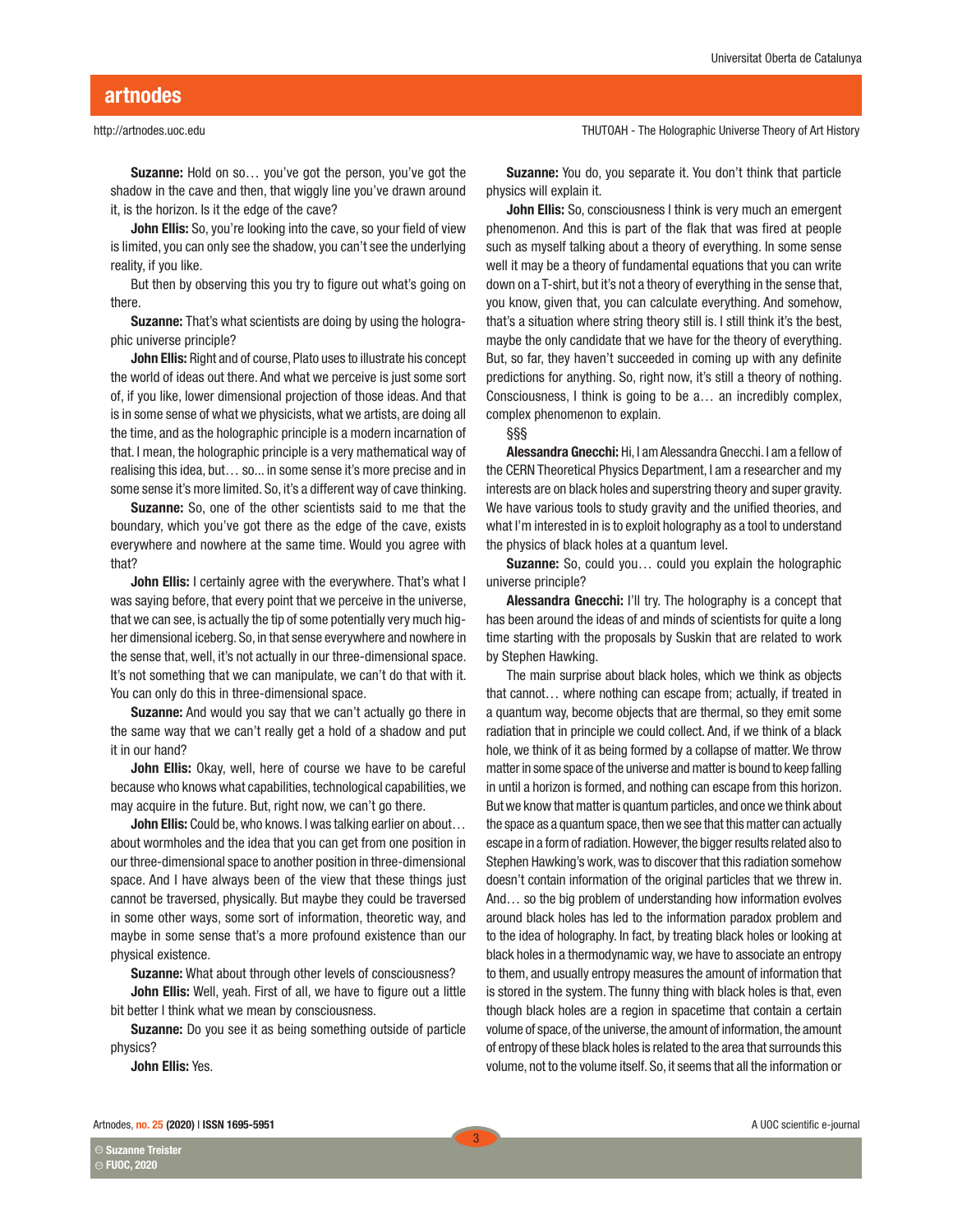**Suzanne:** Hold on so… you've got the person, you've got the shadow in the cave and then, that wiggly line you've drawn around it, is the horizon. Is it the edge of the cave?

**John Ellis:** So, you're looking into the cave, so your field of view is limited, you can only see the shadow, you can't see the underlying reality, if you like.

But then by observing this you try to figure out what's going on there.

**Suzanne:** That's what scientists are doing by using the holographic universe principle?

**John Ellis:** Right and of course, Plato uses to illustrate his concept the world of ideas out there. And what we perceive is just some sort of, if you like, lower dimensional projection of those ideas. And that is in some sense of what we physicists, what we artists, are doing all the time, and as the holographic principle is a modern incarnation of that. I mean, the holographic principle is a very mathematical way of realising this idea, but… so... in some sense it's more precise and in some sense it's more limited. So, it's a different way of cave thinking.

**Suzanne:** So, one of the other scientists said to me that the boundary, which you've got there as the edge of the cave, exists everywhere and nowhere at the same time. Would you agree with that?

**John Ellis:** I certainly agree with the everywhere. That's what I was saying before, that every point that we perceive in the universe, that we can see, is actually the tip of some potentially very much higher dimensional iceberg. So, in that sense everywhere and nowhere in the sense that, well, it's not actually in our three-dimensional space. It's not something that we can manipulate, we can't do that with it. You can only do this in three-dimensional space.

**Suzanne:** And would you say that we can't actually go there in the same way that we can't really get a hold of a shadow and put it in our hand?

**John Ellis:** Okay, well, here of course we have to be careful because who knows what capabilities, technological capabilities, we may acquire in the future. But, right now, we can't go there.

**John Ellis:** Could be, who knows. I was talking earlier on about… about wormholes and the idea that you can get from one position in our three-dimensional space to another position in three-dimensional space. And I have always been of the view that these things just cannot be traversed, physically. But maybe they could be traversed in some other ways, some sort of information, theoretic way, and maybe in some sense that's a more profound existence than our physical existence.

**Suzanne:** What about through other levels of consciousness?

**John Ellis:** Well, yeah. First of all, we have to figure out a little bit better I think what we mean by consciousness.

**Suzanne:** Do you see it as being something outside of particle physics?

**John Ellis:** Yes.

**Suzanne:** You do, you separate it. You don't think that particle physics will explain it.

**John Ellis:** So, consciousness I think is very much an emergent phenomenon. And this is part of the flak that was fired at people such as myself talking about a theory of everything. In some sense well it may be a theory of fundamental equations that you can write down on a T-shirt, but it's not a theory of everything in the sense that, you know, given that, you can calculate everything. And somehow, that's a situation where string theory still is. I still think it's the best, maybe the only candidate that we have for the theory of everything. But, so far, they haven't succeeded in coming up with any definite predictions for anything. So, right now, it's still a theory of nothing. Consciousness, I think is going to be a… an incredibly complex, complex phenomenon to explain.

§§§

**Alessandra Gnecchi:** Hi, I am Alessandra Gnecchi. I am a fellow of the CERN Theoretical Physics Department, I am a researcher and my interests are on black holes and superstring theory and super gravity. We have various tools to study gravity and the unified theories, and what I'm interested in is to exploit holography as a tool to understand the physics of black holes at a quantum level.

**Suzanne:** So, could you… could you explain the holographic universe principle?

**Alessandra Gnecchi:** I'll try. The holography is a concept that has been around the ideas of and minds of scientists for quite a long time starting with the proposals by Suskin that are related to work by Stephen Hawking.

The main surprise about black holes, which we think as objects that cannot… where nothing can escape from; actually, if treated in a quantum way, become objects that are thermal, so they emit some radiation that in principle we could collect. And, if we think of a black hole, we think of it as being formed by a collapse of matter. We throw matter in some space of the universe and matter is bound to keep falling in until a horizon is formed, and nothing can escape from this horizon. But we know that matter is quantum particles, and once we think about the space as a quantum space, then we see that this matter can actually escape in a form of radiation. However, the bigger results related also to Stephen Hawking's work, was to discover that this radiation somehow doesn't contain information of the original particles that we threw in. And… so the big problem of understanding how information evolves around black holes has led to the information paradox problem and to the idea of holography. In fact, by treating black holes or looking at black holes in a thermodynamic way, we have to associate an entropy to them, and usually entropy measures the amount of information that is stored in the system. The funny thing with black holes is that, even though black holes are a region in spacetime that contain a certain volume of space, of the universe, the amount of information, the amount of entropy of these black holes is related to the area that surrounds this volume, not to the volume itself. So, it seems that all the information or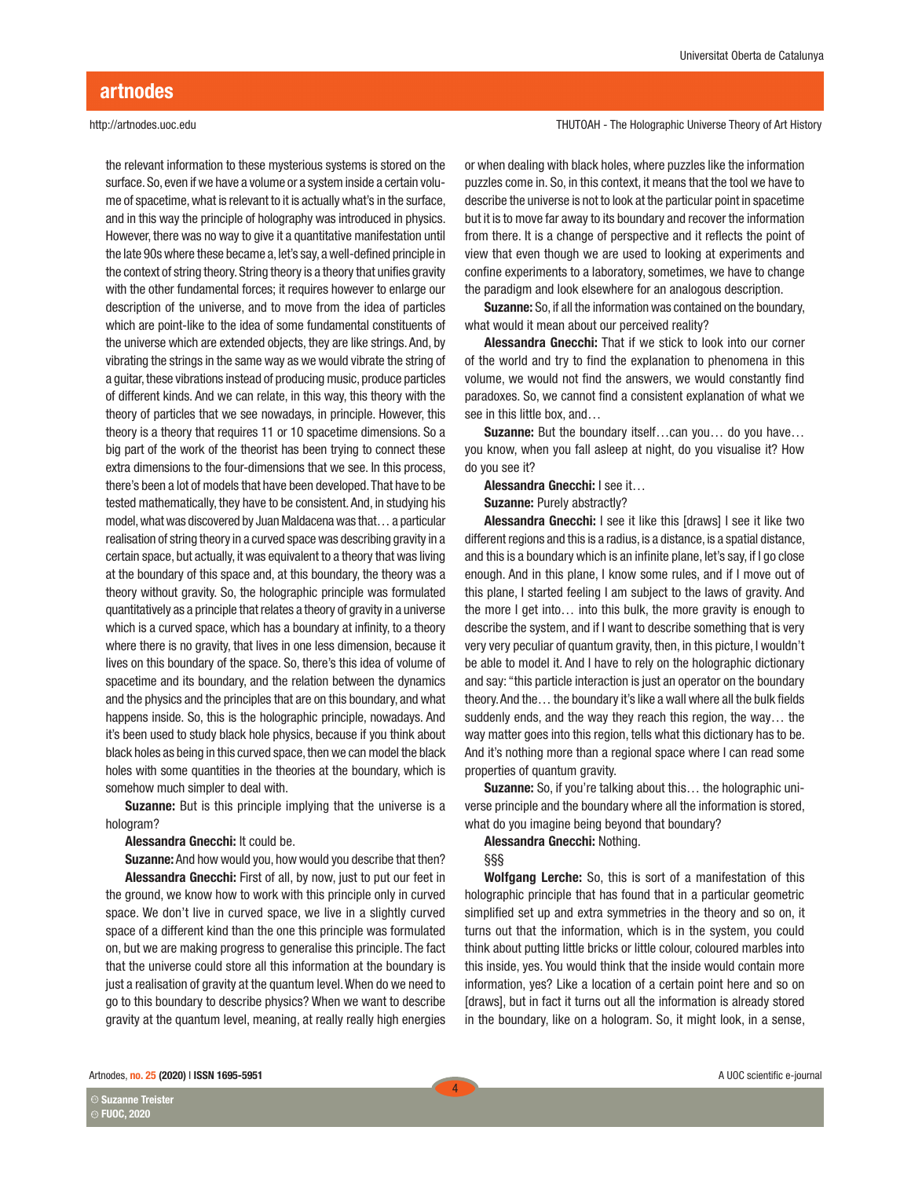the relevant information to these mysterious systems is stored on the surface. So, even if we have a volume or a system inside a certain volume of spacetime, what is relevant to it is actually what's in the surface, and in this way the principle of holography was introduced in physics. However, there was no way to give it a quantitative manifestation until the late 90s where these became a, let's say, a well-defined principle in the context of string theory. String theory is a theory that unifies gravity with the other fundamental forces; it requires however to enlarge our description of the universe, and to move from the idea of particles which are point-like to the idea of some fundamental constituents of the universe which are extended objects, they are like strings. And, by vibrating the strings in the same way as we would vibrate the string of a guitar, these vibrations instead of producing music, produce particles of different kinds. And we can relate, in this way, this theory with the theory of particles that we see nowadays, in principle. However, this theory is a theory that requires 11 or 10 spacetime dimensions. So a big part of the work of the theorist has been trying to connect these extra dimensions to the four-dimensions that we see. In this process, there's been a lot of models that have been developed. That have to be tested mathematically, they have to be consistent. And, in studying his model, what was discovered by Juan Maldacena was that… a particular realisation of string theory in a curved space was describing gravity in a certain space, but actually, it was equivalent to a theory that was living at the boundary of this space and, at this boundary, the theory was a theory without gravity. So, the holographic principle was formulated quantitatively as a principle that relates a theory of gravity in a universe which is a curved space, which has a boundary at infinity, to a theory where there is no gravity, that lives in one less dimension, because it lives on this boundary of the space. So, there's this idea of volume of spacetime and its boundary, and the relation between the dynamics and the physics and the principles that are on this boundary, and what happens inside. So, this is the holographic principle, nowadays. And it's been used to study black hole physics, because if you think about black holes as being in this curved space, then we can model the black holes with some quantities in the theories at the boundary, which is somehow much simpler to deal with.

**Suzanne:** But is this principle implying that the universe is a hologram?

**Alessandra Gnecchi:** It could be.

**Suzanne:** And how would you, how would you describe that then?

**Alessandra Gnecchi:** First of all, by now, just to put our feet in the ground, we know how to work with this principle only in curved space. We don't live in curved space, we live in a slightly curved space of a different kind than the one this principle was formulated on, but we are making progress to generalise this principle. The fact that the universe could store all this information at the boundary is just a realisation of gravity at the quantum level. When do we need to go to this boundary to describe physics? When we want to describe gravity at the quantum level, meaning, at really really high energies or when dealing with black holes, where puzzles like the information puzzles come in. So, in this context, it means that the tool we have to describe the universe is not to look at the particular point in spacetime but it is to move far away to its boundary and recover the information from there. It is a change of perspective and it reflects the point of view that even though we are used to looking at experiments and confine experiments to a laboratory, sometimes, we have to change the paradigm and look elsewhere for an analogous description.

**Suzanne:** So, if all the information was contained on the boundary, what would it mean about our perceived reality?

**Alessandra Gnecchi:** That if we stick to look into our corner of the world and try to find the explanation to phenomena in this volume, we would not find the answers, we would constantly find paradoxes. So, we cannot find a consistent explanation of what we see in this little box, and…

**Suzanne:** But the boundary itself…can you… do you have… you know, when you fall asleep at night, do you visualise it? How do you see it?

**Alessandra Gnecchi:** I see it…

**Suzanne:** Purely abstractly?

**Alessandra Gnecchi:** I see it like this [draws] I see it like two different regions and this is a radius, is a distance, is a spatial distance, and this is a boundary which is an infinite plane, let's say, if I go close enough. And in this plane, I know some rules, and if I move out of this plane, I started feeling I am subject to the laws of gravity. And the more I get into… into this bulk, the more gravity is enough to describe the system, and if I want to describe something that is very very very peculiar of quantum gravity, then, in this picture, I wouldn't be able to model it. And I have to rely on the holographic dictionary and say: "this particle interaction is just an operator on the boundary theory. And the… the boundary it's like a wall where all the bulk fields suddenly ends, and the way they reach this region, the way… the way matter goes into this region, tells what this dictionary has to be. And it's nothing more than a regional space where I can read some properties of quantum gravity.

**Suzanne:** So, if you're talking about this… the holographic universe principle and the boundary where all the information is stored, what do you imagine being beyond that boundary?

**Alessandra Gnecchi:** Nothing.

§§§

**Wolfgang Lerche:** So, this is sort of a manifestation of this holographic principle that has found that in a particular geometric simplified set up and extra symmetries in the theory and so on, it turns out that the information, which is in the system, you could think about putting little bricks or little colour, coloured marbles into this inside, yes. You would think that the inside would contain more information, yes? Like a location of a certain point here and so on [draws], but in fact it turns out all the information is already stored in the boundary, like on a hologram. So, it might look, in a sense,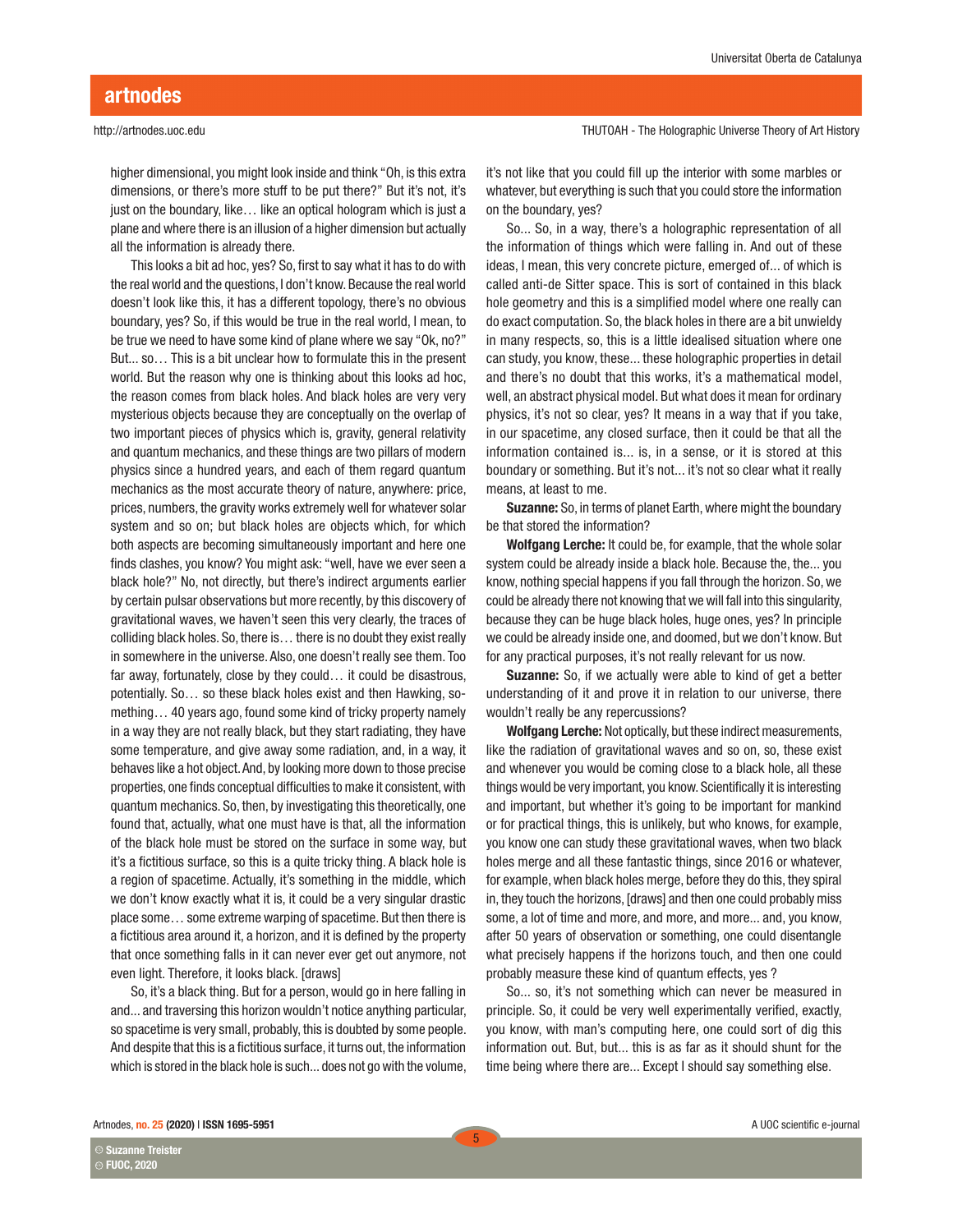higher dimensional, you might look inside and think "Oh, is this extra dimensions, or there's more stuff to be put there?" But it's not, it's just on the boundary, like… like an optical hologram which is just a plane and where there is an illusion of a higher dimension but actually all the information is already there.

This looks a bit ad hoc, yes? So, first to say what it has to do with the real world and the questions, I don't know. Because the real world doesn't look like this, it has a different topology, there's no obvious boundary, yes? So, if this would be true in the real world, I mean, to be true we need to have some kind of plane where we say "Ok, no?" But... so… This is a bit unclear how to formulate this in the present world. But the reason why one is thinking about this looks ad hoc, the reason comes from black holes. And black holes are very very mysterious objects because they are conceptually on the overlap of two important pieces of physics which is, gravity, general relativity and quantum mechanics, and these things are two pillars of modern physics since a hundred years, and each of them regard quantum mechanics as the most accurate theory of nature, anywhere: price, prices, numbers, the gravity works extremely well for whatever solar system and so on; but black holes are objects which, for which both aspects are becoming simultaneously important and here one finds clashes, you know? You might ask: "well, have we ever seen a black hole?" No, not directly, but there's indirect arguments earlier by certain pulsar observations but more recently, by this discovery of gravitational waves, we haven't seen this very clearly, the traces of colliding black holes. So, there is… there is no doubt they exist really in somewhere in the universe. Also, one doesn't really see them. Too far away, fortunately, close by they could… it could be disastrous, potentially. So… so these black holes exist and then Hawking, something… 40 years ago, found some kind of tricky property namely in a way they are not really black, but they start radiating, they have some temperature, and give away some radiation, and, in a way, it behaves like a hot object. And, by looking more down to those precise properties, one finds conceptual difficulties to make it consistent, with quantum mechanics. So, then, by investigating this theoretically, one found that, actually, what one must have is that, all the information of the black hole must be stored on the surface in some way, but it's a fictitious surface, so this is a quite tricky thing. A black hole is a region of spacetime. Actually, it's something in the middle, which we don't know exactly what it is, it could be a very singular drastic place some… some extreme warping of spacetime. But then there is a fictitious area around it, a horizon, and it is defined by the property that once something falls in it can never ever get out anymore, not even light. Therefore, it looks black. [draws]

So, it's a black thing. But for a person, would go in here falling in and... and traversing this horizon wouldn't notice anything particular, so spacetime is very small, probably, this is doubted by some people. And despite that this is a fictitious surface, it turns out, the information which is stored in the black hole is such... does not go with the volume, it's not like that you could fill up the interior with some marbles or whatever, but everything is such that you could store the information on the boundary, yes?

So... So, in a way, there's a holographic representation of all the information of things which were falling in. And out of these ideas, I mean, this very concrete picture, emerged of... of which is called anti-de Sitter space. This is sort of contained in this black hole geometry and this is a simplified model where one really can do exact computation. So, the black holes in there are a bit unwieldy in many respects, so, this is a little idealised situation where one can study, you know, these... these holographic properties in detail and there's no doubt that this works, it's a mathematical model, well, an abstract physical model. But what does it mean for ordinary physics, it's not so clear, yes? It means in a way that if you take, in our spacetime, any closed surface, then it could be that all the information contained is... is, in a sense, or it is stored at this boundary or something. But it's not... it's not so clear what it really means, at least to me.

**Suzanne:** So, in terms of planet Earth, where might the boundary be that stored the information?

**Wolfgang Lerche:** It could be, for example, that the whole solar system could be already inside a black hole. Because the, the... you know, nothing special happens if you fall through the horizon. So, we could be already there not knowing that we will fall into this singularity, because they can be huge black holes, huge ones, yes? In principle we could be already inside one, and doomed, but we don't know. But for any practical purposes, it's not really relevant for us now.

**Suzanne:** So, if we actually were able to kind of get a better understanding of it and prove it in relation to our universe, there wouldn't really be any repercussions?

**Wolfgang Lerche:** Not optically, but these indirect measurements, like the radiation of gravitational waves and so on, so, these exist and whenever you would be coming close to a black hole, all these things would be very important, you know. Scientifically it is interesting and important, but whether it's going to be important for mankind or for practical things, this is unlikely, but who knows, for example, you know one can study these gravitational waves, when two black holes merge and all these fantastic things, since 2016 or whatever, for example, when black holes merge, before they do this, they spiral in, they touch the horizons, [draws] and then one could probably miss some, a lot of time and more, and more, and more... and, you know, after 50 years of observation or something, one could disentangle what precisely happens if the horizons touch, and then one could probably measure these kind of quantum effects, yes ?

So... so, it's not something which can never be measured in principle. So, it could be very well experimentally verified, exactly, you know, with man's computing here, one could sort of dig this information out. But, but... this is as far as it should shunt for the time being where there are... Except I should say something else.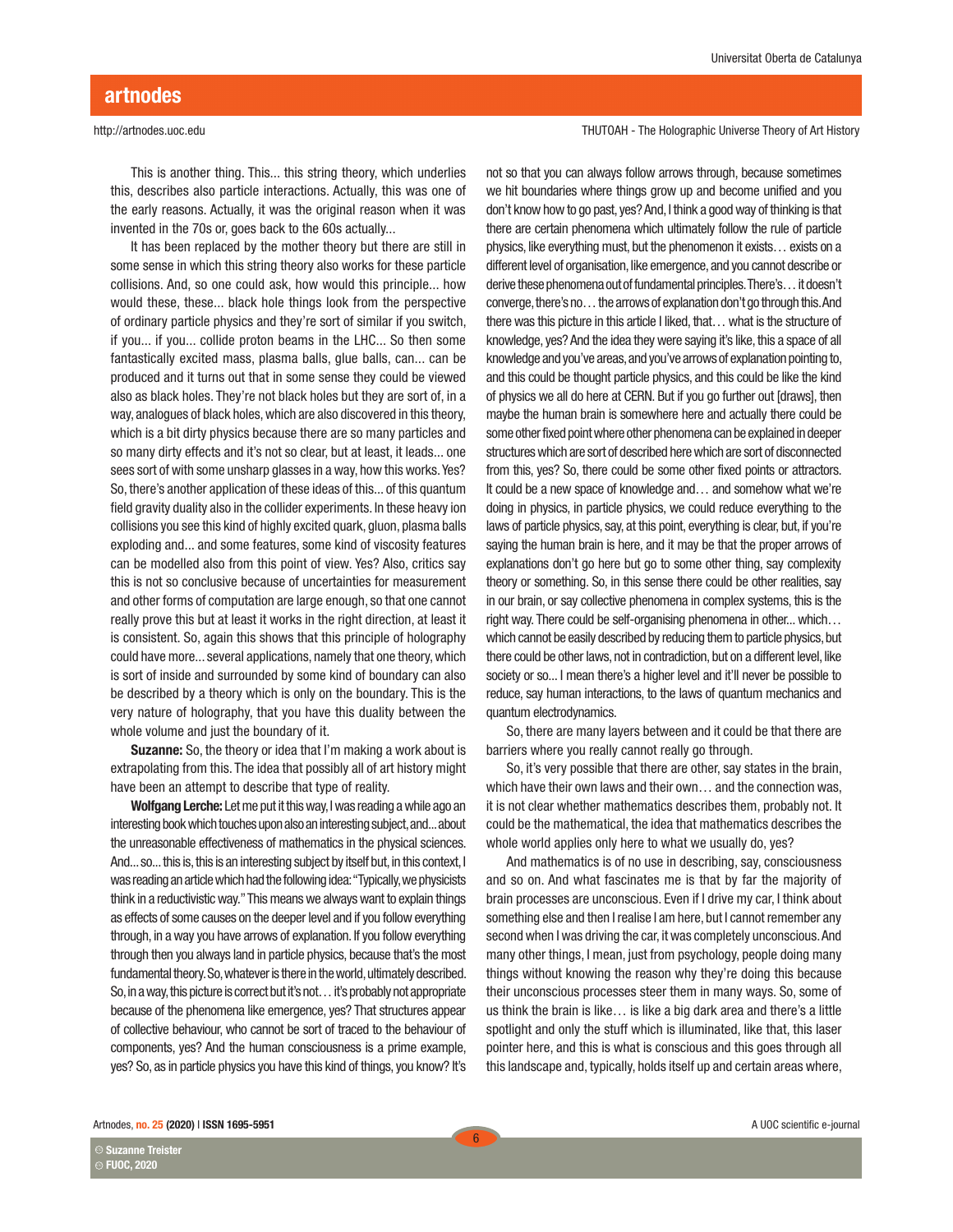This is another thing. This... this string theory, which underlies this, describes also particle interactions. Actually, this was one of the early reasons. Actually, it was the original reason when it was invented in the 70s or, goes back to the 60s actually...

It has been replaced by the mother theory but there are still in some sense in which this string theory also works for these particle collisions. And, so one could ask, how would this principle... how would these, these... black hole things look from the perspective of ordinary particle physics and they're sort of similar if you switch, if you... if you... collide proton beams in the LHC... So then some fantastically excited mass, plasma balls, glue balls, can... can be produced and it turns out that in some sense they could be viewed also as black holes. They're not black holes but they are sort of, in a way, analogues of black holes, which are also discovered in this theory, which is a bit dirty physics because there are so many particles and so many dirty effects and it's not so clear, but at least, it leads... one sees sort of with some unsharp glasses in a way, how this works. Yes? So, there's another application of these ideas of this... of this quantum field gravity duality also in the collider experiments. In these heavy ion collisions you see this kind of highly excited quark, gluon, plasma balls exploding and... and some features, some kind of viscosity features can be modelled also from this point of view. Yes? Also, critics say this is not so conclusive because of uncertainties for measurement and other forms of computation are large enough, so that one cannot really prove this but at least it works in the right direction, at least it is consistent. So, again this shows that this principle of holography could have more... several applications, namely that one theory, which is sort of inside and surrounded by some kind of boundary can also be described by a theory which is only on the boundary. This is the very nature of holography, that you have this duality between the whole volume and just the boundary of it.

**Suzanne:** So, the theory or idea that I'm making a work about is extrapolating from this. The idea that possibly all of art history might have been an attempt to describe that type of reality.

**Wolfgang Lerche:** Let me put it this way, I was reading a while ago an interesting book which touches upon also an interesting subject, and... about the unreasonable effectiveness of mathematics in the physical sciences. And... so... this is, this is an interesting subject by itself but, in this context, I was reading an article which had the following idea: "Typically, we physicists think in a reductivistic way." This means we always want to explain things as effects of some causes on the deeper level and if you follow everything through, in a way you have arrows of explanation. If you follow everything through then you always land in particle physics, because that's the most fundamental theory. So, whatever is there in the world, ultimately described. So, in a way, this picture is correct but it's not… it's probably not appropriate because of the phenomena like emergence, yes? That structures appear of collective behaviour, who cannot be sort of traced to the behaviour of components, yes? And the human consciousness is a prime example, yes? So, as in particle physics you have this kind of things, you know? It's not so that you can always follow arrows through, because sometimes we hit boundaries where things grow up and become unified and you don't know how to go past, yes? And, I think a good way of thinking is that there are certain phenomena which ultimately follow the rule of particle physics, like everything must, but the phenomenon it exists… exists on a different level of organisation, like emergence, and you cannot describe or derive these phenomena out of fundamental principles. There's… it doesn't converge, there's no… the arrows of explanation don't go through this. And there was this picture in this article I liked, that… what is the structure of knowledge, yes? And the idea they were saying it's like, this a space of all knowledge and you've areas, and you've arrows of explanation pointing to, and this could be thought particle physics, and this could be like the kind of physics we all do here at CERN. But if you go further out [draws], then maybe the human brain is somewhere here and actually there could be some other fixed point where other phenomena can be explained in deeper structures which are sort of described here which are sort of disconnected from this, yes? So, there could be some other fixed points or attractors. It could be a new space of knowledge and… and somehow what we're doing in physics, in particle physics, we could reduce everything to the laws of particle physics, say, at this point, everything is clear, but, if you're saying the human brain is here, and it may be that the proper arrows of explanations don't go here but go to some other thing, say complexity theory or something. So, in this sense there could be other realities, say in our brain, or say collective phenomena in complex systems, this is the right way. There could be self-organising phenomena in other... which… which cannot be easily described by reducing them to particle physics, but there could be other laws, not in contradiction, but on a different level, like society or so... I mean there's a higher level and it'll never be possible to reduce, say human interactions, to the laws of quantum mechanics and quantum electrodynamics.

So, there are many layers between and it could be that there are barriers where you really cannot really go through.

So, it's very possible that there are other, say states in the brain, which have their own laws and their own… and the connection was, it is not clear whether mathematics describes them, probably not. It could be the mathematical, the idea that mathematics describes the whole world applies only here to what we usually do, yes?

And mathematics is of no use in describing, say, consciousness and so on. And what fascinates me is that by far the majority of brain processes are unconscious. Even if I drive my car, I think about something else and then I realise I am here, but I cannot remember any second when I was driving the car, it was completely unconscious. And many other things, I mean, just from psychology, people doing many things without knowing the reason why they're doing this because their unconscious processes steer them in many ways. So, some of us think the brain is like… is like a big dark area and there's a little spotlight and only the stuff which is illuminated, like that, this laser pointer here, and this is what is conscious and this goes through all this landscape and, typically, holds itself up and certain areas where,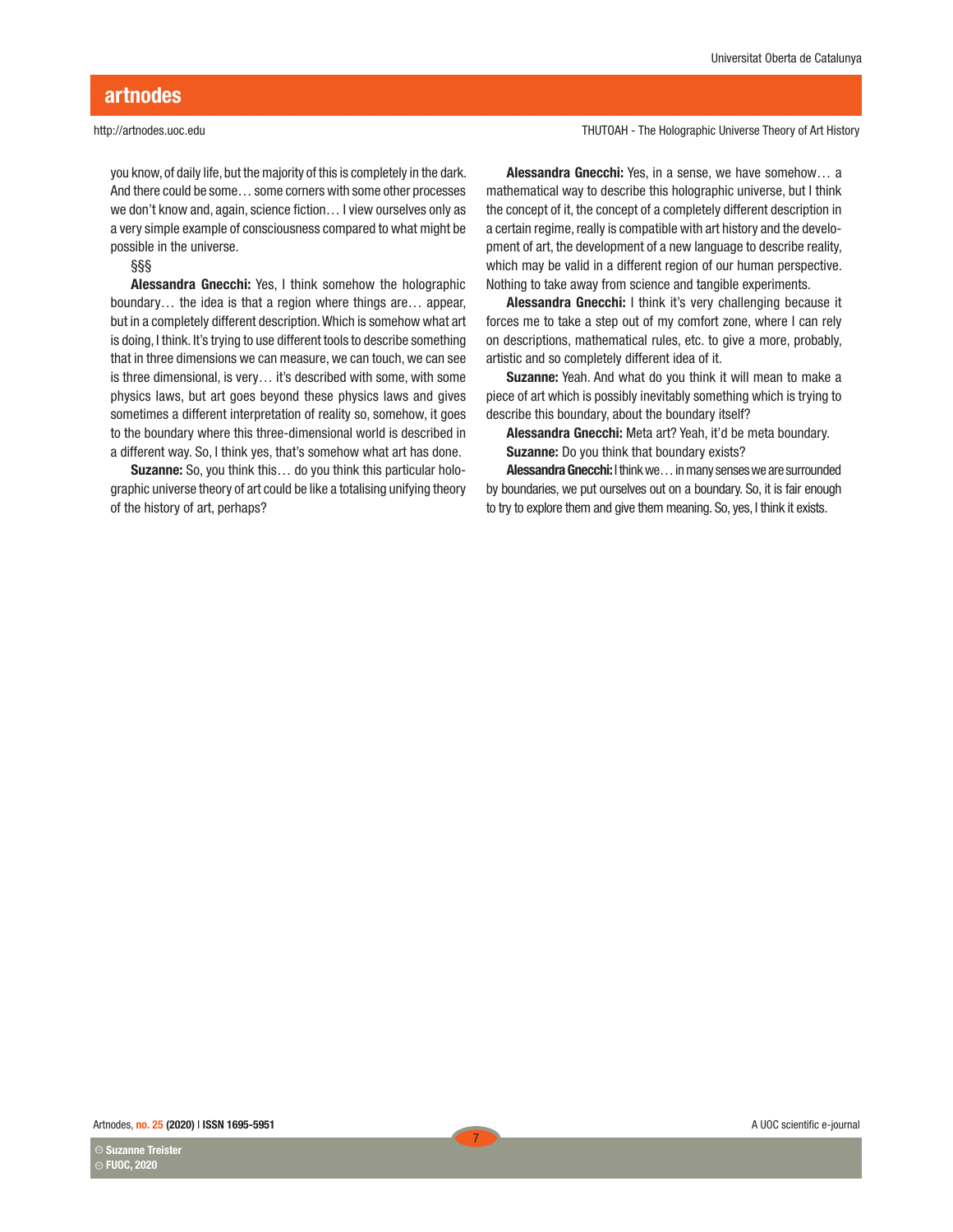you know, of daily life, but the majority of this is completely in the dark. And there could be some… some corners with some other processes we don't know and, again, science fiction… I view ourselves only as a very simple example of consciousness compared to what might be possible in the universe.

§§§

**Alessandra Gnecchi:** Yes, I think somehow the holographic boundary… the idea is that a region where things are… appear, but in a completely different description. Which is somehow what art is doing, I think. It's trying to use different tools to describe something that in three dimensions we can measure, we can touch, we can see is three dimensional, is very… it's described with some, with some physics laws, but art goes beyond these physics laws and gives sometimes a different interpretation of reality so, somehow, it goes to the boundary where this three-dimensional world is described in a different way. So, I think yes, that's somehow what art has done.

**Suzanne:** So, you think this… do you think this particular holographic universe theory of art could be like a totalising unifying theory of the history of art, perhaps?

**Alessandra Gnecchi:** Yes, in a sense, we have somehow… a mathematical way to describe this holographic universe, but I think the concept of it, the concept of a completely different description in a certain regime, really is compatible with art history and the development of art, the development of a new language to describe reality, which may be valid in a different region of our human perspective. Nothing to take away from science and tangible experiments.

**Alessandra Gnecchi:** I think it's very challenging because it forces me to take a step out of my comfort zone, where I can rely on descriptions, mathematical rules, etc. to give a more, probably, artistic and so completely different idea of it.

**Suzanne:** Yeah. And what do you think it will mean to make a piece of art which is possibly inevitably something which is trying to describe this boundary, about the boundary itself?

**Alessandra Gnecchi:** Meta art? Yeah, it'd be meta boundary.

**Suzanne:** Do you think that boundary exists?

**Alessandra Gnecchi:** I think we… in many senses we are surrounded by boundaries, we put ourselves out on a boundary. So, it is fair enough to try to explore them and give them meaning. So, yes, I think it exists.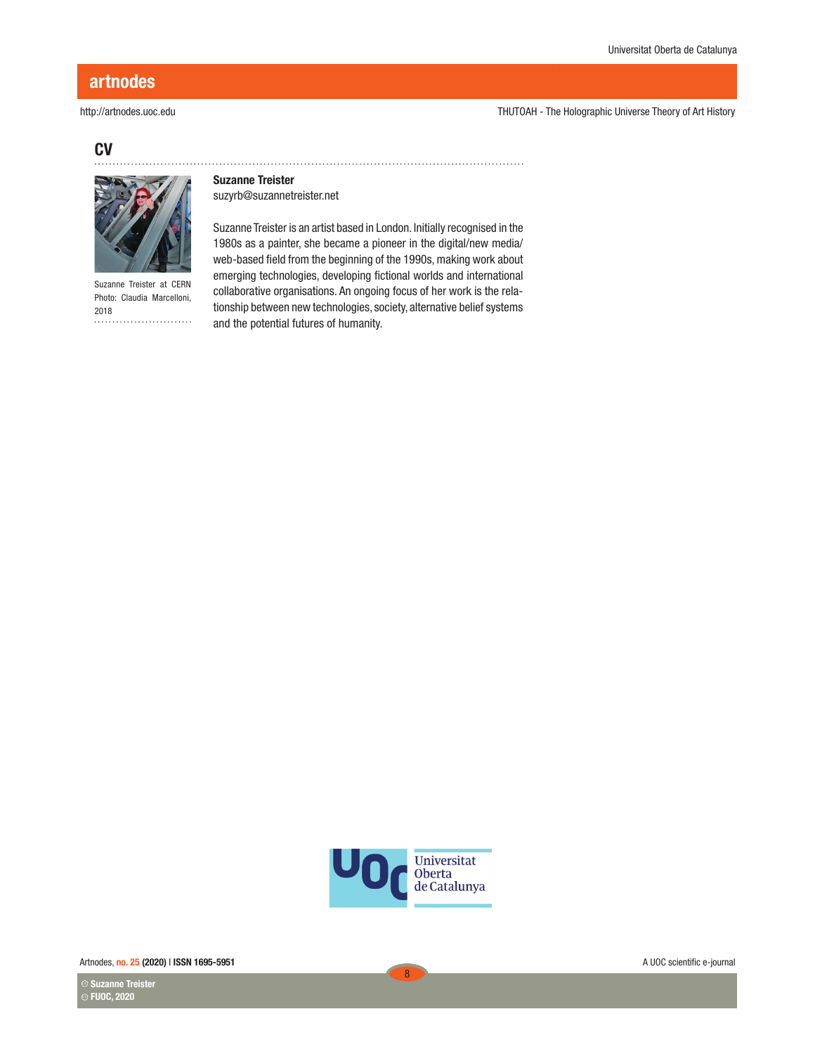## CV

Suzanne Treister at CERN
Photo: Claudia Marcelloni, 2018

**Suzanne Treister**
suzyrb@suzannetreister.net

Suzanne Treister is an artist based in London. Initially recognised in the 1980s as a painter, she became a pioneer in the digital/new media/web-based field from the beginning of the 1990s, making work about emerging technologies, developing fictional worlds and international collaborative organisations. An ongoing focus of her work is the relationship between new technologies, society, alternative belief systems and the potential futures of humanity.

Universitat Oberta de Catalunya